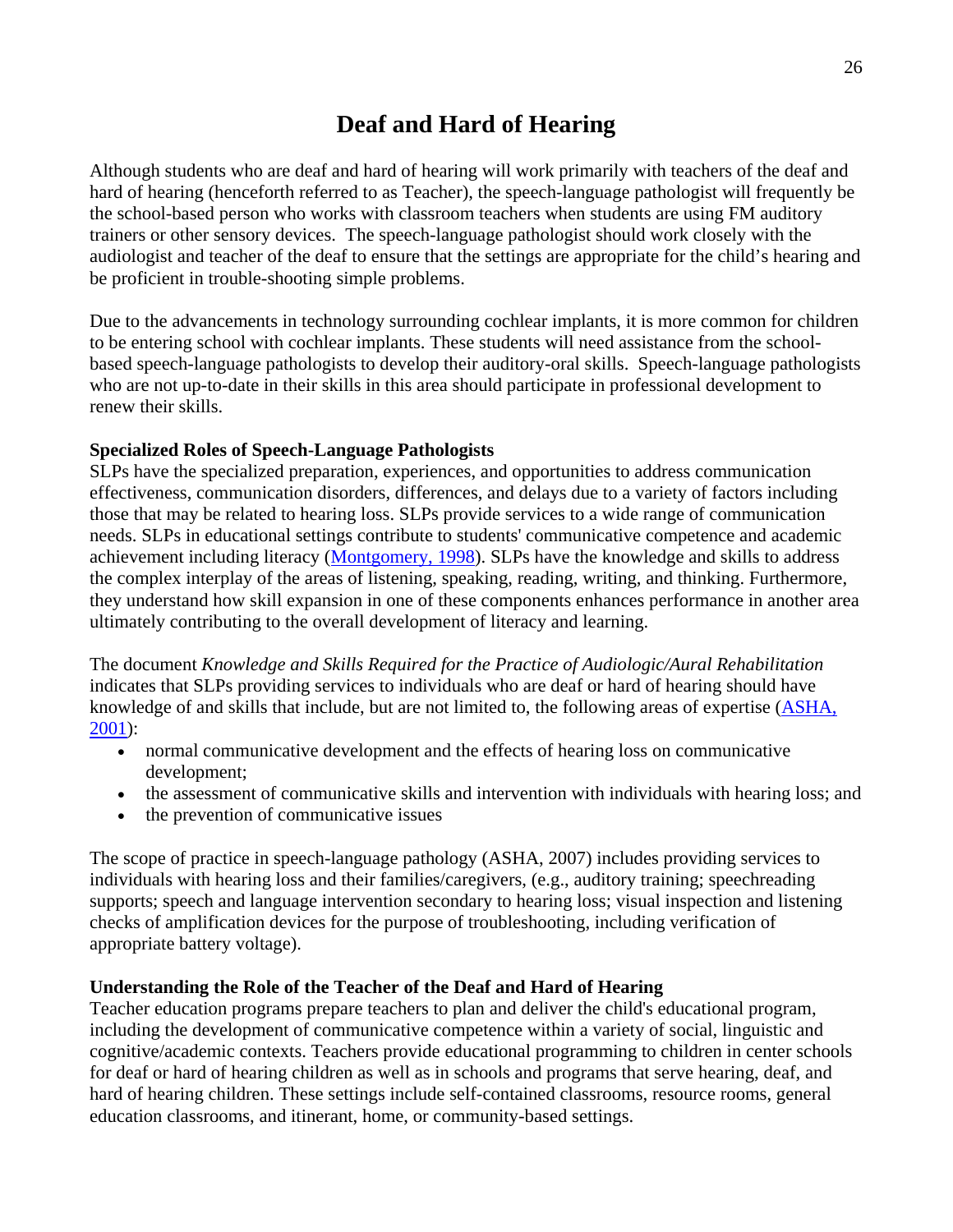# Deaf and Hard of Hearing

Although students who are deaf and hard of hearing will work primarily with teachers of the deaf and hard of hearing (henceforth referred to as Teacher), the speech-language pathologist will frequently be the school-based person who works with classroom teachers when students are using FM auditory trainers or other sensory devices. The speech-language pathologist should work closely with the audiologist and teacher of the deaf to ensure that the settings are appropriate for the child's hearing and be proficient in trouble-shooting simple problems.

Due to the advancements in technology surrounding cochlear implants, it is more common for children to be entering school with cochlear implants. These students will need assistance from the school-based speech-language pathologists to develop their auditory-oral skills. Speech-language pathologists who are not up-to-date in their skills in this area should participate in professional development to renew their skills.

**Specialized Roles of Speech-Language Pathologists**

SLPs have the specialized preparation, experiences, and opportunities to address communication effectiveness, communication disorders, differences, and delays due to a variety of factors including those that may be related to hearing loss. SLPs provide services to a wide range of communication needs. SLPs in educational settings contribute to students' communicative competence and academic achievement including literacy (Montgomery, 1998). SLPs have the knowledge and skills to address the complex interplay of the areas of listening, speaking, reading, writing, and thinking. Furthermore, they understand how skill expansion in one of these components enhances performance in another area ultimately contributing to the overall development of literacy and learning.

The document *Knowledge and Skills Required for the Practice of Audiologic/Aural Rehabilitation* indicates that SLPs providing services to individuals who are deaf or hard of hearing should have knowledge of and skills that include, but are not limited to, the following areas of expertise (ASHA, 2001):

- normal communicative development and the effects of hearing loss on communicative development;
- the assessment of communicative skills and intervention with individuals with hearing loss; and
- the prevention of communicative issues

The scope of practice in speech-language pathology (ASHA, 2007) includes providing services to individuals with hearing loss and their families/caregivers, (e.g., auditory training; speechreading supports; speech and language intervention secondary to hearing loss; visual inspection and listening checks of amplification devices for the purpose of troubleshooting, including verification of appropriate battery voltage).

**Understanding the Role of the Teacher of the Deaf and Hard of Hearing**

Teacher education programs prepare teachers to plan and deliver the child's educational program, including the development of communicative competence within a variety of social, linguistic and cognitive/academic contexts. Teachers provide educational programming to children in center schools for deaf or hard of hearing children as well as in schools and programs that serve hearing, deaf, and hard of hearing children. These settings include self-contained classrooms, resource rooms, general education classrooms, and itinerant, home, or community-based settings.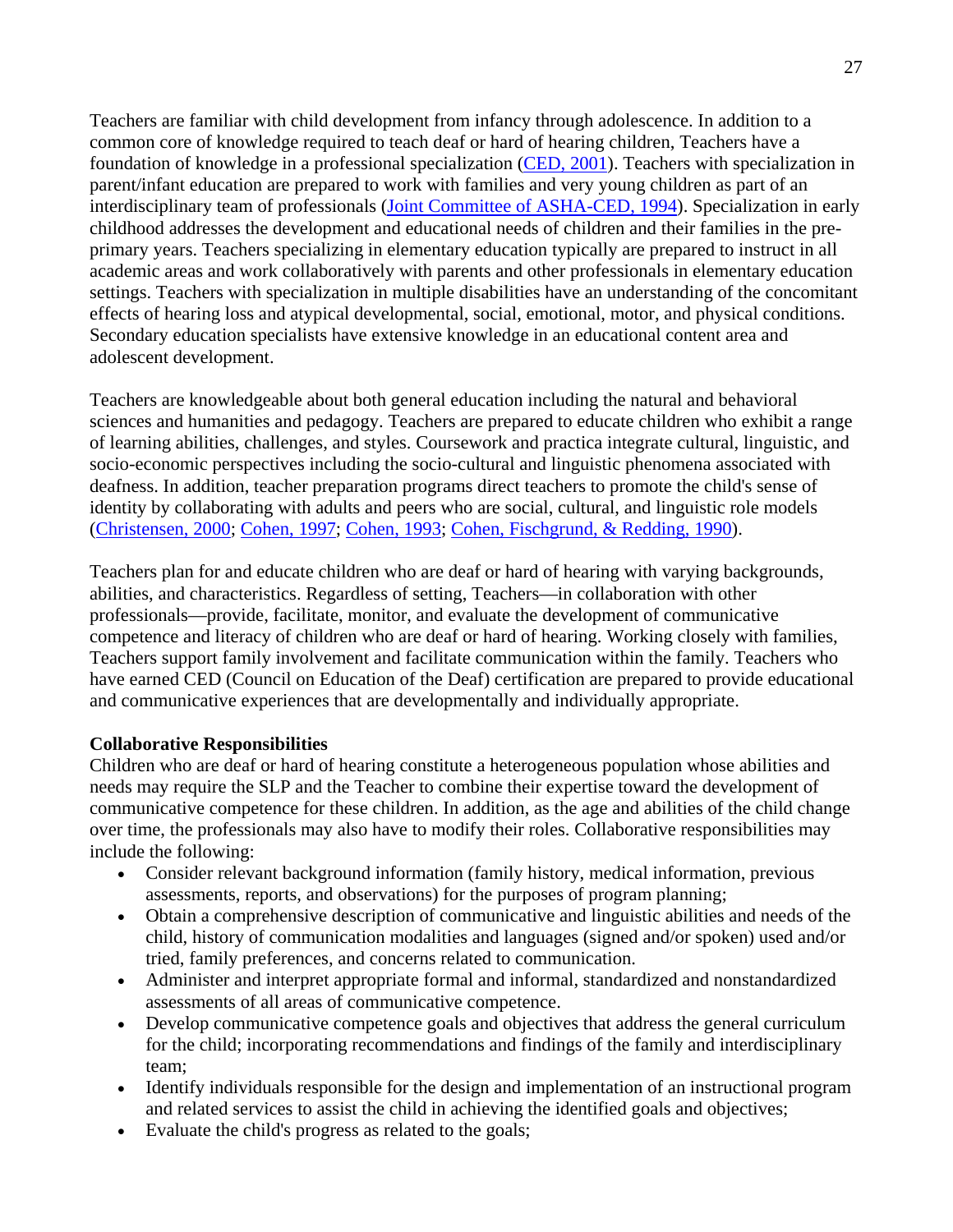Teachers are familiar with child development from infancy through adolescence. In addition to a common core of knowledge required to teach deaf or hard of hearing children, Teachers have a foundation of knowledge in a professional specialization (CED, 2001). Teachers with specialization in parent/infant education are prepared to work with families and very young children as part of an interdisciplinary team of professionals (Joint Committee of ASHA-CED, 1994). Specialization in early childhood addresses the development and educational needs of children and their families in the pre-primary years. Teachers specializing in elementary education typically are prepared to instruct in all academic areas and work collaboratively with parents and other professionals in elementary education settings. Teachers with specialization in multiple disabilities have an understanding of the concomitant effects of hearing loss and atypical developmental, social, emotional, motor, and physical conditions. Secondary education specialists have extensive knowledge in an educational content area and adolescent development.

Teachers are knowledgeable about both general education including the natural and behavioral sciences and humanities and pedagogy. Teachers are prepared to educate children who exhibit a range of learning abilities, challenges, and styles. Coursework and practica integrate cultural, linguistic, and socio-economic perspectives including the socio-cultural and linguistic phenomena associated with deafness. In addition, teacher preparation programs direct teachers to promote the child's sense of identity by collaborating with adults and peers who are social, cultural, and linguistic role models (Christensen, 2000; Cohen, 1997; Cohen, 1993; Cohen, Fischgrund, & Redding, 1990).

Teachers plan for and educate children who are deaf or hard of hearing with varying backgrounds, abilities, and characteristics. Regardless of setting, Teachers—in collaboration with other professionals—provide, facilitate, monitor, and evaluate the development of communicative competence and literacy of children who are deaf or hard of hearing. Working closely with families, Teachers support family involvement and facilitate communication within the family. Teachers who have earned CED (Council on Education of the Deaf) certification are prepared to provide educational and communicative experiences that are developmentally and individually appropriate.

**Collaborative Responsibilities**

Children who are deaf or hard of hearing constitute a heterogeneous population whose abilities and needs may require the SLP and the Teacher to combine their expertise toward the development of communicative competence for these children. In addition, as the age and abilities of the child change over time, the professionals may also have to modify their roles. Collaborative responsibilities may include the following:

- Consider relevant background information (family history, medical information, previous assessments, reports, and observations) for the purposes of program planning;
- Obtain a comprehensive description of communicative and linguistic abilities and needs of the child, history of communication modalities and languages (signed and/or spoken) used and/or tried, family preferences, and concerns related to communication.
- Administer and interpret appropriate formal and informal, standardized and nonstandardized assessments of all areas of communicative competence.
- Develop communicative competence goals and objectives that address the general curriculum for the child; incorporating recommendations and findings of the family and interdisciplinary team;
- Identify individuals responsible for the design and implementation of an instructional program and related services to assist the child in achieving the identified goals and objectives;
- Evaluate the child's progress as related to the goals;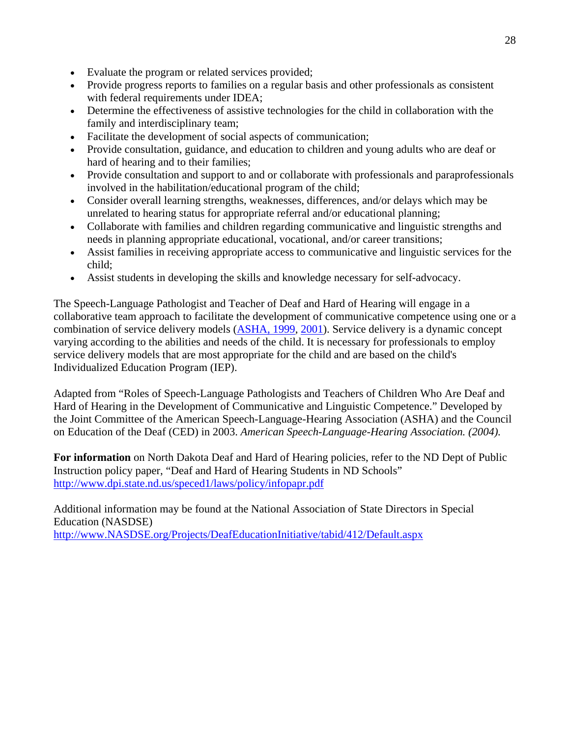- Evaluate the program or related services provided;
- Provide progress reports to families on a regular basis and other professionals as consistent with federal requirements under IDEA;
- Determine the effectiveness of assistive technologies for the child in collaboration with the family and interdisciplinary team;
- Facilitate the development of social aspects of communication;
- Provide consultation, guidance, and education to children and young adults who are deaf or hard of hearing and to their families;
- Provide consultation and support to and or collaborate with professionals and paraprofessionals involved in the habilitation/educational program of the child;
- Consider overall learning strengths, weaknesses, differences, and/or delays which may be unrelated to hearing status for appropriate referral and/or educational planning;
- Collaborate with families and children regarding communicative and linguistic strengths and needs in planning appropriate educational, vocational, and/or career transitions;
- Assist families in receiving appropriate access to communicative and linguistic services for the child;
- Assist students in developing the skills and knowledge necessary for self-advocacy.

The Speech-Language Pathologist and Teacher of Deaf and Hard of Hearing will engage in a collaborative team approach to facilitate the development of communicative competence using one or a combination of service delivery models (ASHA, 1999, 2001). Service delivery is a dynamic concept varying according to the abilities and needs of the child. It is necessary for professionals to employ service delivery models that are most appropriate for the child and are based on the child's Individualized Education Program (IEP).

Adapted from "Roles of Speech-Language Pathologists and Teachers of Children Who Are Deaf and Hard of Hearing in the Development of Communicative and Linguistic Competence." Developed by the Joint Committee of the American Speech-Language-Hearing Association (ASHA) and the Council on Education of the Deaf (CED) in 2003. *American Speech-Language-Hearing Association. (2004).*

**For information** on North Dakota Deaf and Hard of Hearing policies, refer to the ND Dept of Public Instruction policy paper, "Deaf and Hard of Hearing Students in ND Schools" http://www.dpi.state.nd.us/speced1/laws/policy/infopapr.pdf

Additional information may be found at the National Association of State Directors in Special Education (NASDSE)
http://www.NASDSE.org/Projects/DeafEducationInitiative/tabid/412/Default.aspx